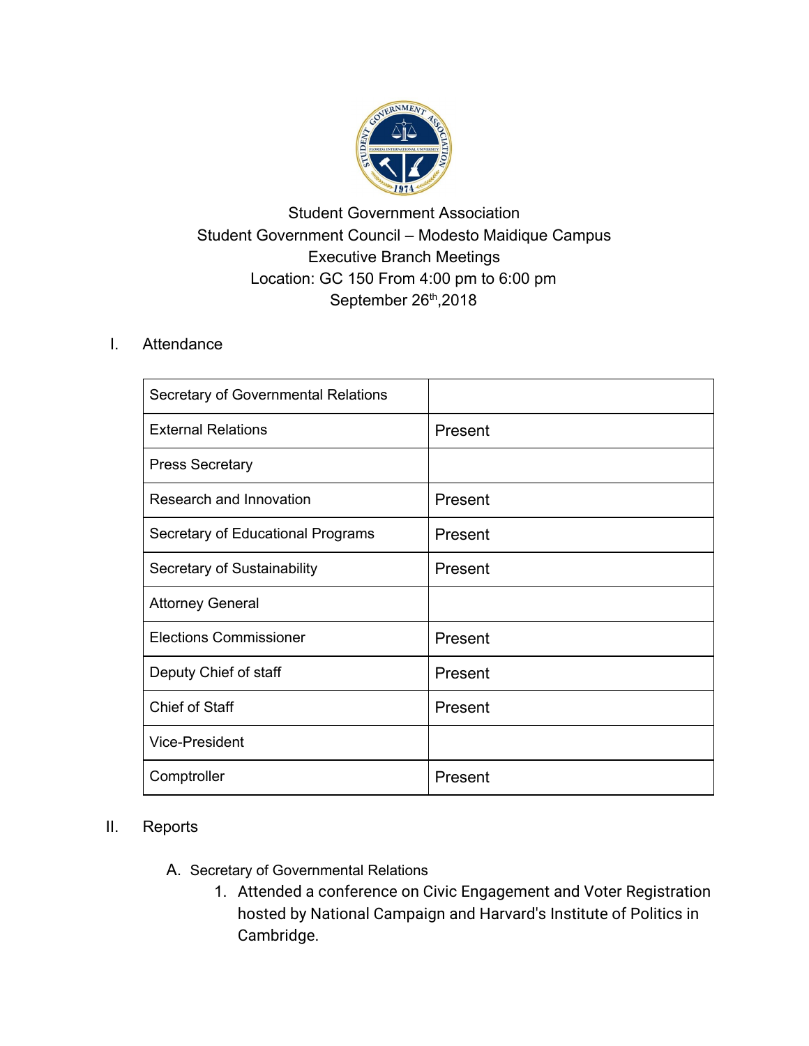Student Government Association
Student Government Council – Modesto Maidique Campus
Executive Branch Meetings
Location: GC 150 From 4:00 pm to 6:00 pm
September 26th,2018

## I. Attendance

| | |
|---|---|
| Secretary of Governmental Relations | |
| External Relations | Present |
| Press Secretary | |
| Research and Innovation | Present |
| Secretary of Educational Programs | Present |
| Secretary of Sustainability | Present |
| Attorney General | |
| Elections Commissioner | Present |
| Deputy Chief of staff | Present |
| Chief of Staff | Present |
| Vice-President | |
| Comptroller | Present |

## II. Reports

A. Secretary of Governmental Relations

1. Attended a conference on Civic Engagement and Voter Registration hosted by National Campaign and Harvard's Institute of Politics in Cambridge.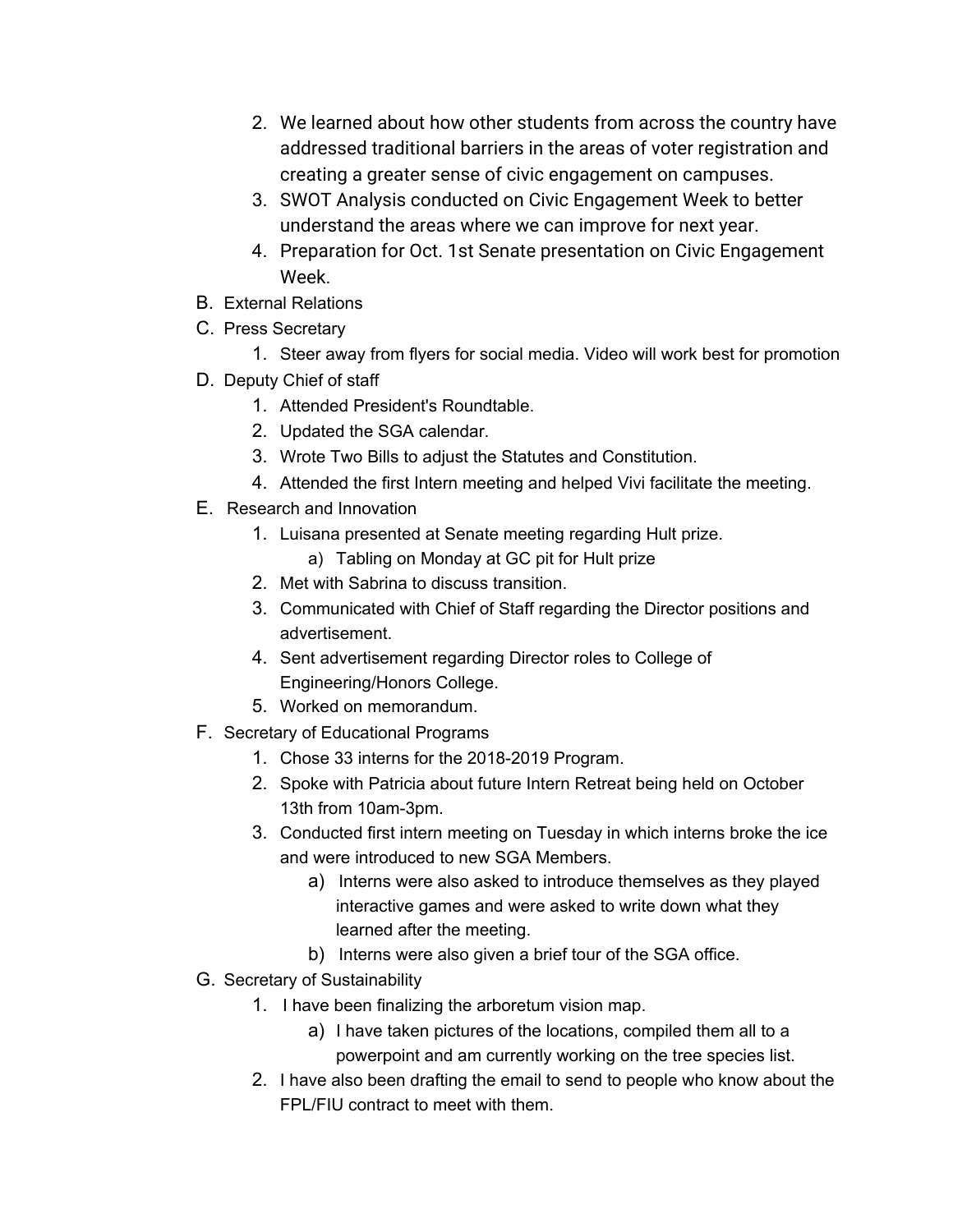2. We learned about how other students from across the country have addressed traditional barriers in the areas of voter registration and creating a greater sense of civic engagement on campuses.
3. SWOT Analysis conducted on Civic Engagement Week to better understand the areas where we can improve for next year.
4. Preparation for Oct. 1st Senate presentation on Civic Engagement Week.

B. External Relations

C. Press Secretary

1. Steer away from flyers for social media. Video will work best for promotion

D. Deputy Chief of staff

1. Attended President's Roundtable.
2. Updated the SGA calendar.
3. Wrote Two Bills to adjust the Statutes and Constitution.
4. Attended the first Intern meeting and helped Vivi facilitate the meeting.

E. Research and Innovation

1. Luisana presented at Senate meeting regarding Hult prize.
   a) Tabling on Monday at GC pit for Hult prize
2. Met with Sabrina to discuss transition.
3. Communicated with Chief of Staff regarding the Director positions and advertisement.
4. Sent advertisement regarding Director roles to College of Engineering/Honors College.
5. Worked on memorandum.

F. Secretary of Educational Programs

1. Chose 33 interns for the 2018-2019 Program.
2. Spoke with Patricia about future Intern Retreat being held on October 13th from 10am-3pm.
3. Conducted first intern meeting on Tuesday in which interns broke the ice and were introduced to new SGA Members.
   a) Interns were also asked to introduce themselves as they played interactive games and were asked to write down what they learned after the meeting.
   b) Interns were also given a brief tour of the SGA office.

G. Secretary of Sustainability

1. I have been finalizing the arboretum vision map.
   a) I have taken pictures of the locations, compiled them all to a powerpoint and am currently working on the tree species list.
2. I have also been drafting the email to send to people who know about the FPL/FIU contract to meet with them.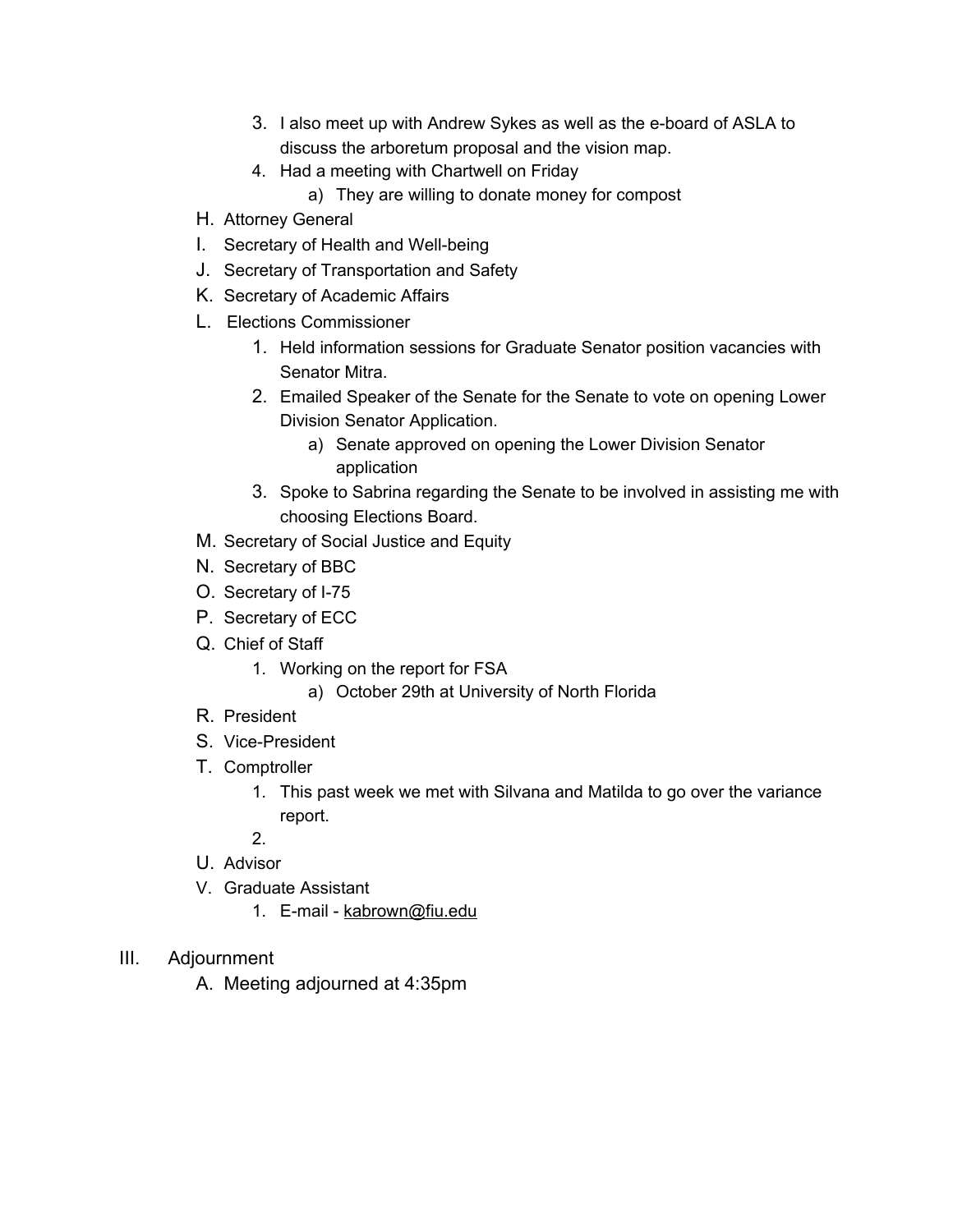3. I also meet up with Andrew Sykes as well as the e-board of ASLA to discuss the arboretum proposal and the vision map.
4. Had a meeting with Chartwell on Friday
   a) They are willing to donate money for compost

H. Attorney General

I. Secretary of Health and Well-being

J. Secretary of Transportation and Safety

K. Secretary of Academic Affairs

L. Elections Commissioner
   1. Held information sessions for Graduate Senator position vacancies with Senator Mitra.
   2. Emailed Speaker of the Senate for the Senate to vote on opening Lower Division Senator Application.
      a) Senate approved on opening the Lower Division Senator application
   3. Spoke to Sabrina regarding the Senate to be involved in assisting me with choosing Elections Board.

M. Secretary of Social Justice and Equity

N. Secretary of BBC

O. Secretary of I-75

P. Secretary of ECC

Q. Chief of Staff
   1. Working on the report for FSA
      a) October 29th at University of North Florida

R. President

S. Vice-President

T. Comptroller
   1. This past week we met with Silvana and Matilda to go over the variance report.
   2.

U. Advisor

V. Graduate Assistant
   1. E-mail - kabrown@fiu.edu

III. Adjournment

A. Meeting adjourned at 4:35pm